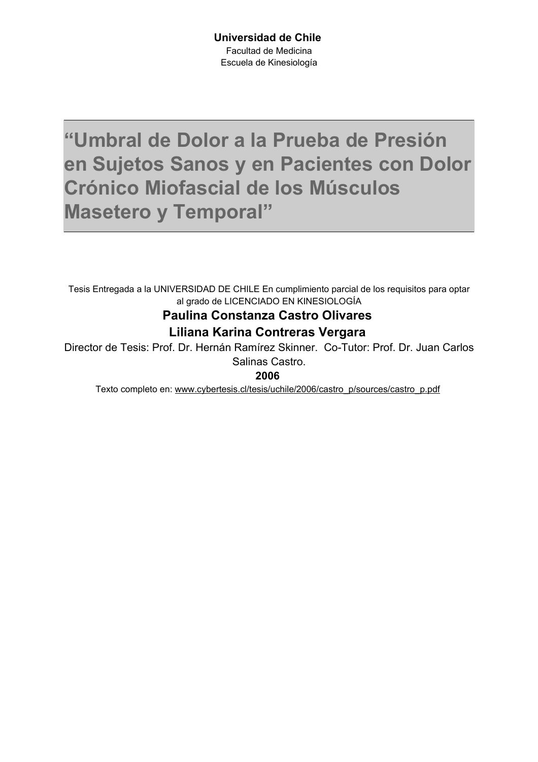**Universidad de Chile**

Facultad de Medicina

Escuela de Kinesiología

# "Umbral de Dolor a la Prueba de Presión en Sujetos Sanos y en Pacientes con Dolor Crónico Miofascial de los Músculos Masetero y Temporal"

Tesis Entregada a la UNIVERSIDAD DE CHILE En cumplimiento parcial de los requisitos para optar al grado de LICENCIADO EN KINESIOLOGÍA

**Paulina Constanza Castro Olivares**

**Liliana Karina Contreras Vergara**

Director de Tesis: Prof. Dr. Hernán Ramírez Skinner. Co-Tutor: Prof. Dr. Juan Carlos Salinas Castro.

**2006**

Texto completo en: www.cybertesis.cl/tesis/uchile/2006/castro_p/sources/castro_p.pdf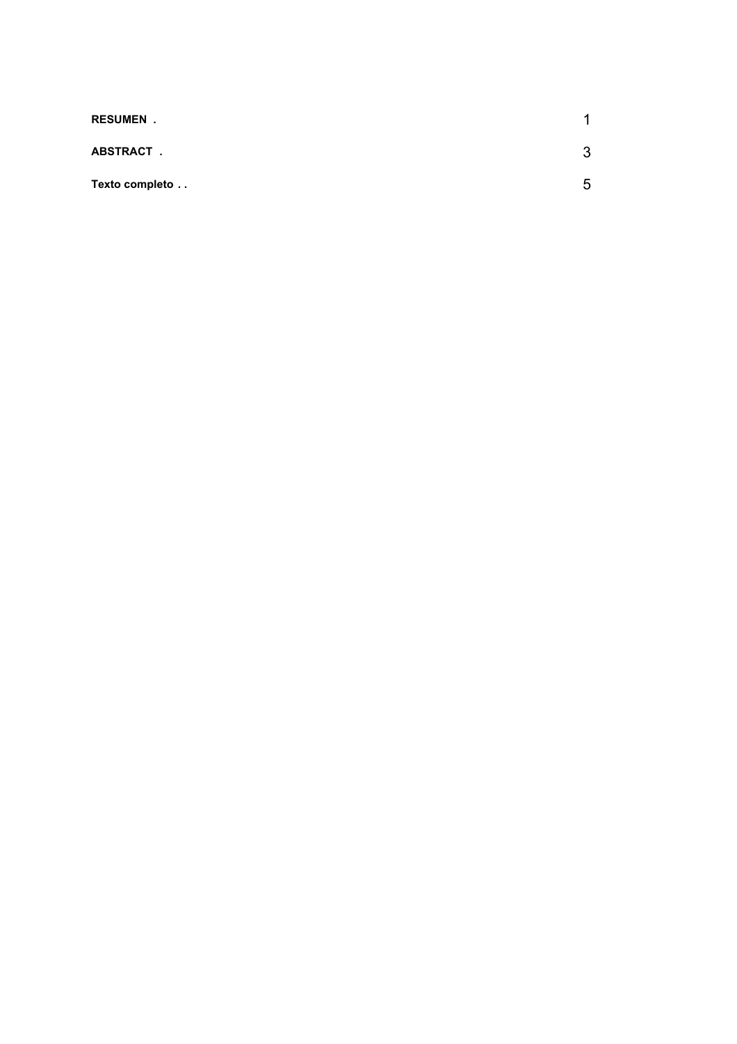| | |
|---|---|
| **RESUMEN .** | 1 |
| **ABSTRACT .** | 3 |
| **Texto completo . .** | 5 |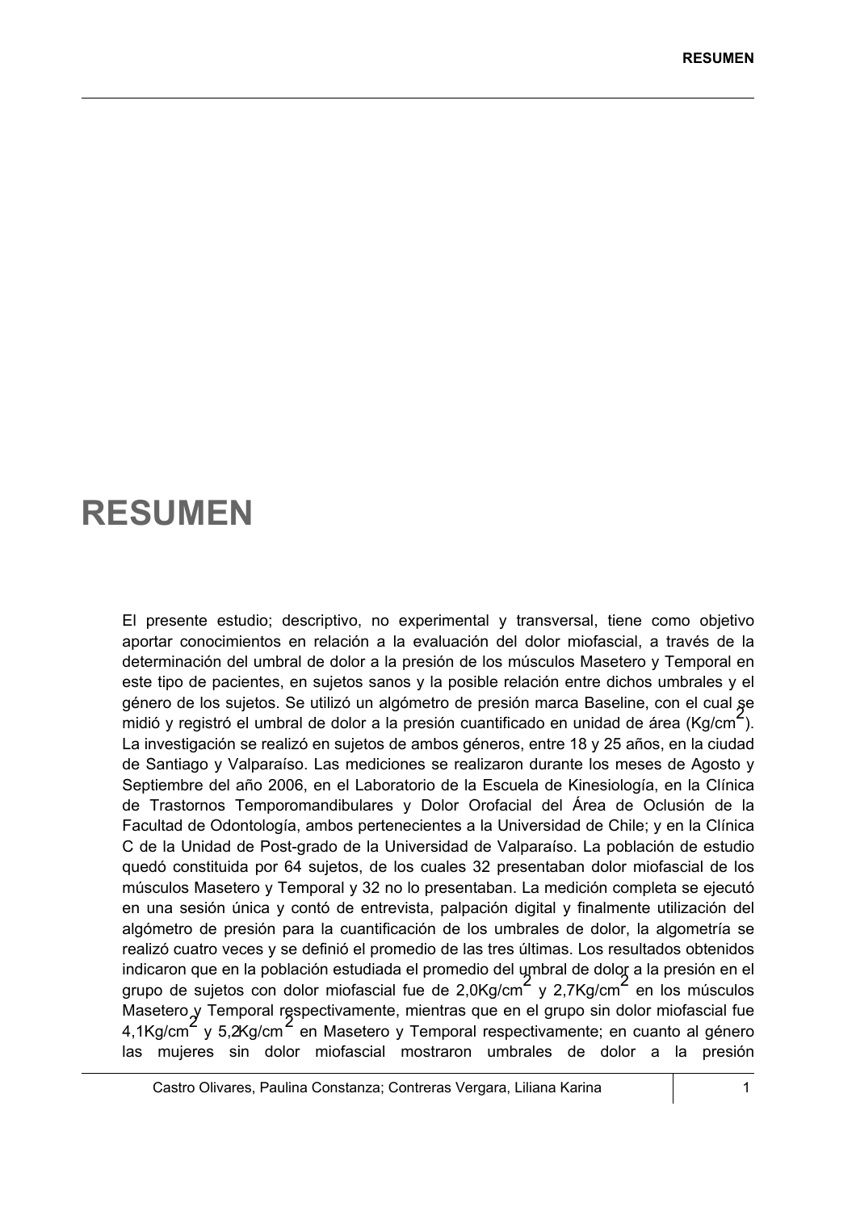# RESUMEN

El presente estudio; descriptivo, no experimental y transversal, tiene como objetivo aportar conocimientos en relación a la evaluación del dolor miofascial, a través de la determinación del umbral de dolor a la presión de los músculos Masetero y Temporal en este tipo de pacientes, en sujetos sanos y la posible relación entre dichos umbrales y el género de los sujetos. Se utilizó un algómetro de presión marca Baseline, con el cual se midió y registró el umbral de dolor a la presión cuantificado en unidad de área ($Kg/cm^2$). La investigación se realizó en sujetos de ambos géneros, entre 18 y 25 años, en la ciudad de Santiago y Valparaíso. Las mediciones se realizaron durante los meses de Agosto y Septiembre del año 2006, en el Laboratorio de la Escuela de Kinesiología, en la Clínica de Trastornos Temporomandibulares y Dolor Orofacial del Área de Oclusión de la Facultad de Odontología, ambos pertenecientes a la Universidad de Chile; y en la Clínica C de la Unidad de Post-grado de la Universidad de Valparaíso. La población de estudio quedó constituida por 64 sujetos, de los cuales 32 presentaban dolor miofascial de los músculos Masetero y Temporal y 32 no lo presentaban. La medición completa se ejecutó en una sesión única y contó de entrevista, palpación digital y finalmente utilización del algómetro de presión para la cuantificación de los umbrales de dolor, la algometría se realizó cuatro veces y se definió el promedio de las tres últimas. Los resultados obtenidos indicaron que en la población estudiada el promedio del umbral de dolor a la presión en el grupo de sujetos con dolor miofascial fue de 2,0$Kg/cm^2$ y 2,7$Kg/cm^2$ en los músculos Masetero y Temporal respectivamente, mientras que en el grupo sin dolor miofascial fue 4,1$Kg/cm^2$ y 5,2$Kg/cm^2$ en Masetero y Temporal respectivamente; en cuanto al género las mujeres sin dolor miofascial mostraron umbrales de dolor a la presión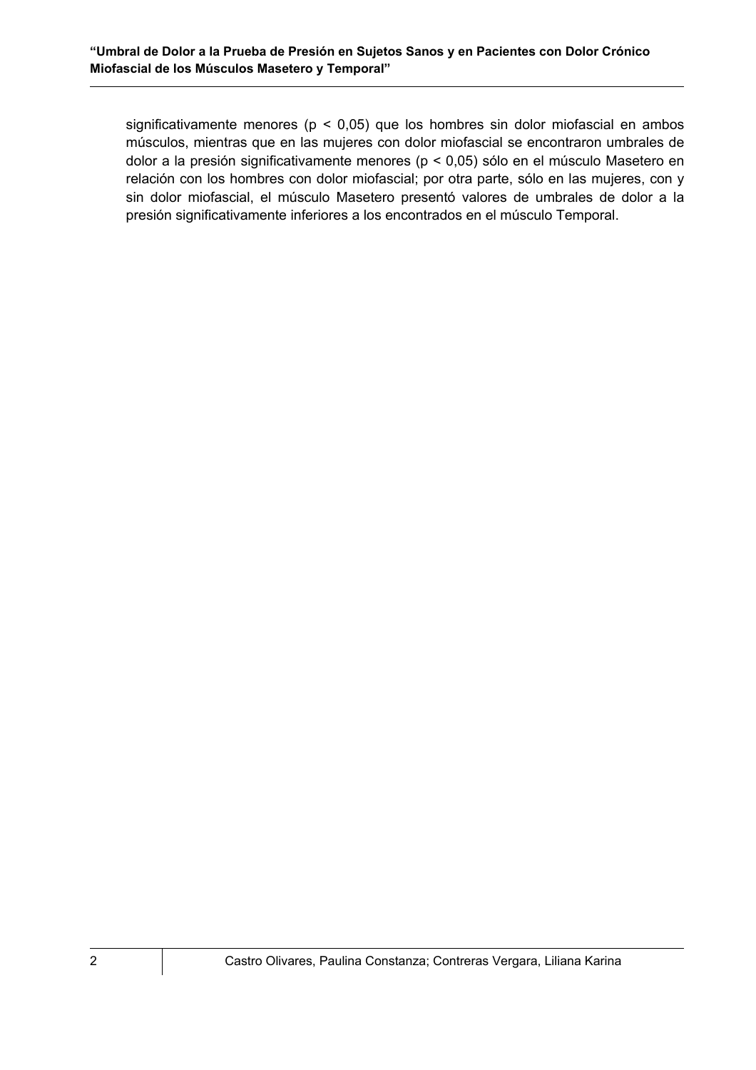significativamente menores ($p < 0,05$) que los hombres sin dolor miofascial en ambos músculos, mientras que en las mujeres con dolor miofascial se encontraron umbrales de dolor a la presión significativamente menores ($p < 0,05$) sólo en el músculo Masetero en relación con los hombres con dolor miofascial; por otra parte, sólo en las mujeres, con y sin dolor miofascial, el músculo Masetero presentó valores de umbrales de dolor a la presión significativamente inferiores a los encontrados en el músculo Temporal.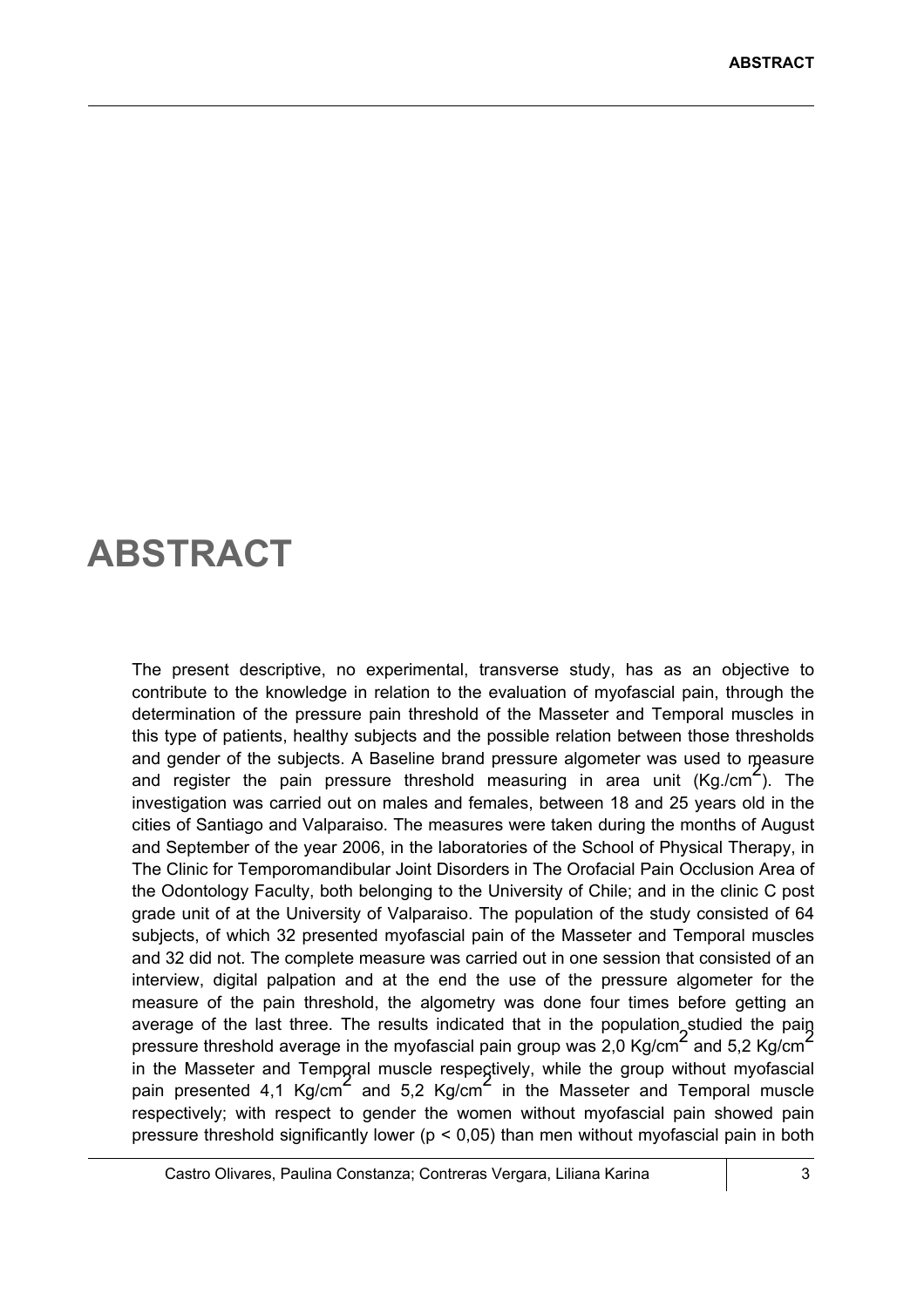# ABSTRACT

The present descriptive, no experimental, transverse study, has as an objective to contribute to the knowledge in relation to the evaluation of myofascial pain, through the determination of the pressure pain threshold of the Masseter and Temporal muscles in this type of patients, healthy subjects and the possible relation between those thresholds and gender of the subjects. A Baseline brand pressure algometer was used to measure and register the pain pressure threshold measuring in area unit (Kg./cm$^2$). The investigation was carried out on males and females, between 18 and 25 years old in the cities of Santiago and Valparaiso. The measures were taken during the months of August and September of the year 2006, in the laboratories of the School of Physical Therapy, in The Clinic for Temporomandibular Joint Disorders in The Orofacial Pain Occlusion Area of the Odontology Faculty, both belonging to the University of Chile; and in the clinic C post grade unit of at the University of Valparaiso. The population of the study consisted of 64 subjects, of which 32 presented myofascial pain of the Masseter and Temporal muscles and 32 did not. The complete measure was carried out in one session that consisted of an interview, digital palpation and at the end the use of the pressure algometer for the measure of the pain threshold, the algometry was done four times before getting an average of the last three. The results indicated that in the population studied the pain pressure threshold average in the myofascial pain group was 2,0 Kg/cm$^2$ and 5,2 Kg/cm$^2$ in the Masseter and Temporal muscle respectively, while the group without myofascial pain presented 4,1 Kg/cm$^2$ and 5,2 Kg/cm$^2$ in the Masseter and Temporal muscle respectively; with respect to gender the women without myofascial pain showed pain pressure threshold significantly lower ($p < 0,05$) than men without myofascial pain in both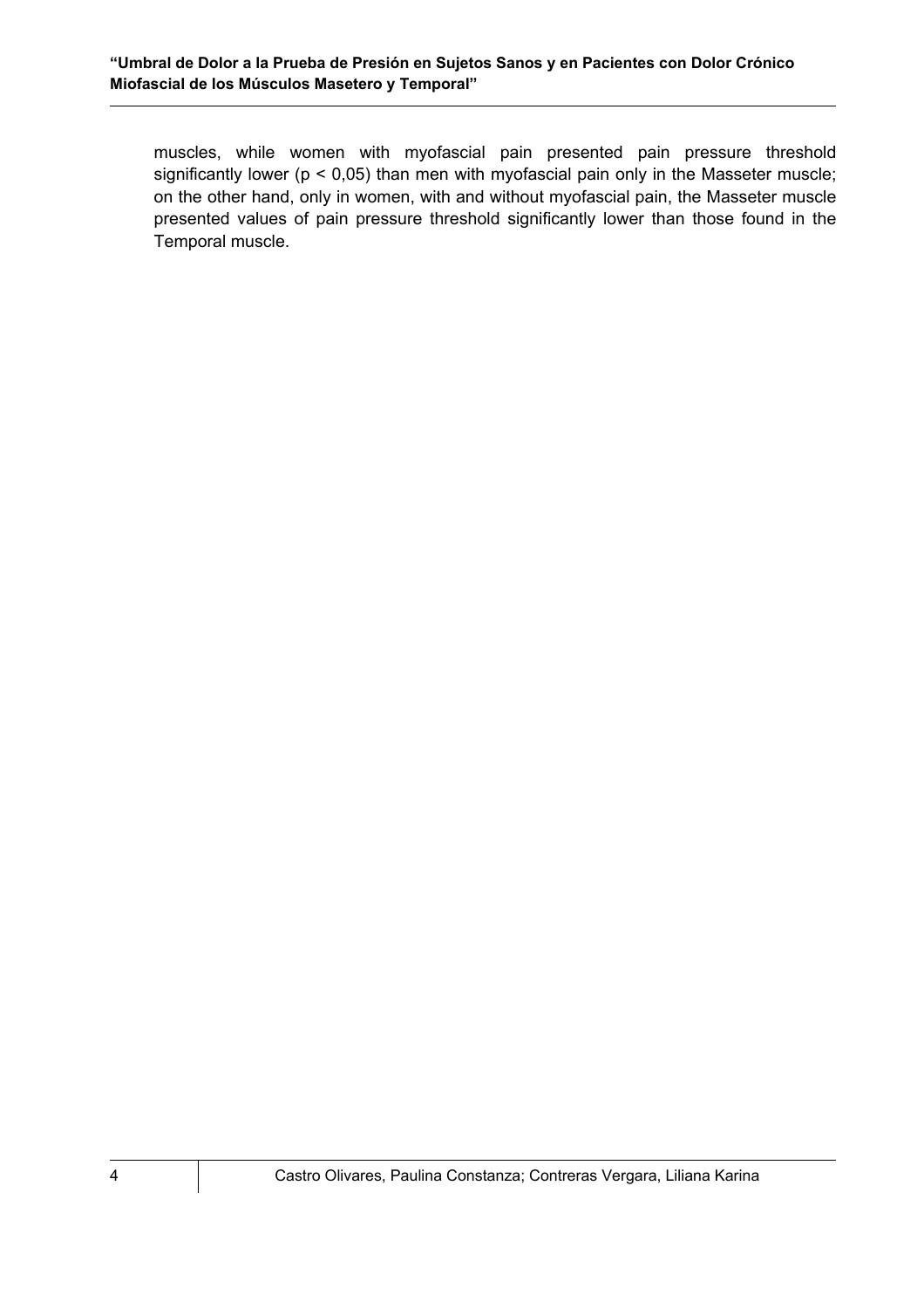muscles, while women with myofascial pain presented pain pressure threshold significantly lower ($p < 0,05$) than men with myofascial pain only in the Masseter muscle; on the other hand, only in women, with and without myofascial pain, the Masseter muscle presented values of pain pressure threshold significantly lower than those found in the Temporal muscle.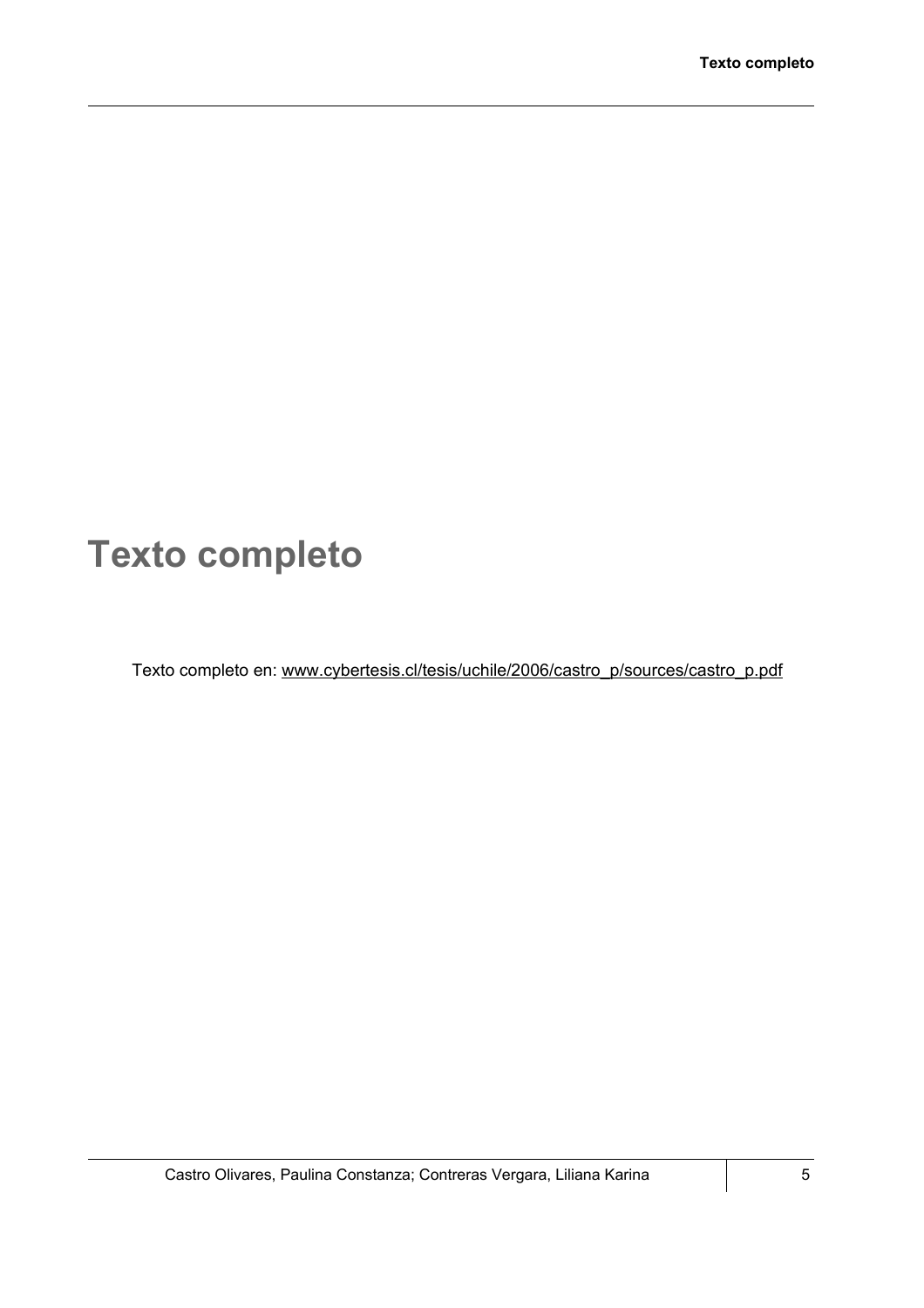# Texto completo

Texto completo en: www.cybertesis.cl/tesis/uchile/2006/castro_p/sources/castro_p.pdf